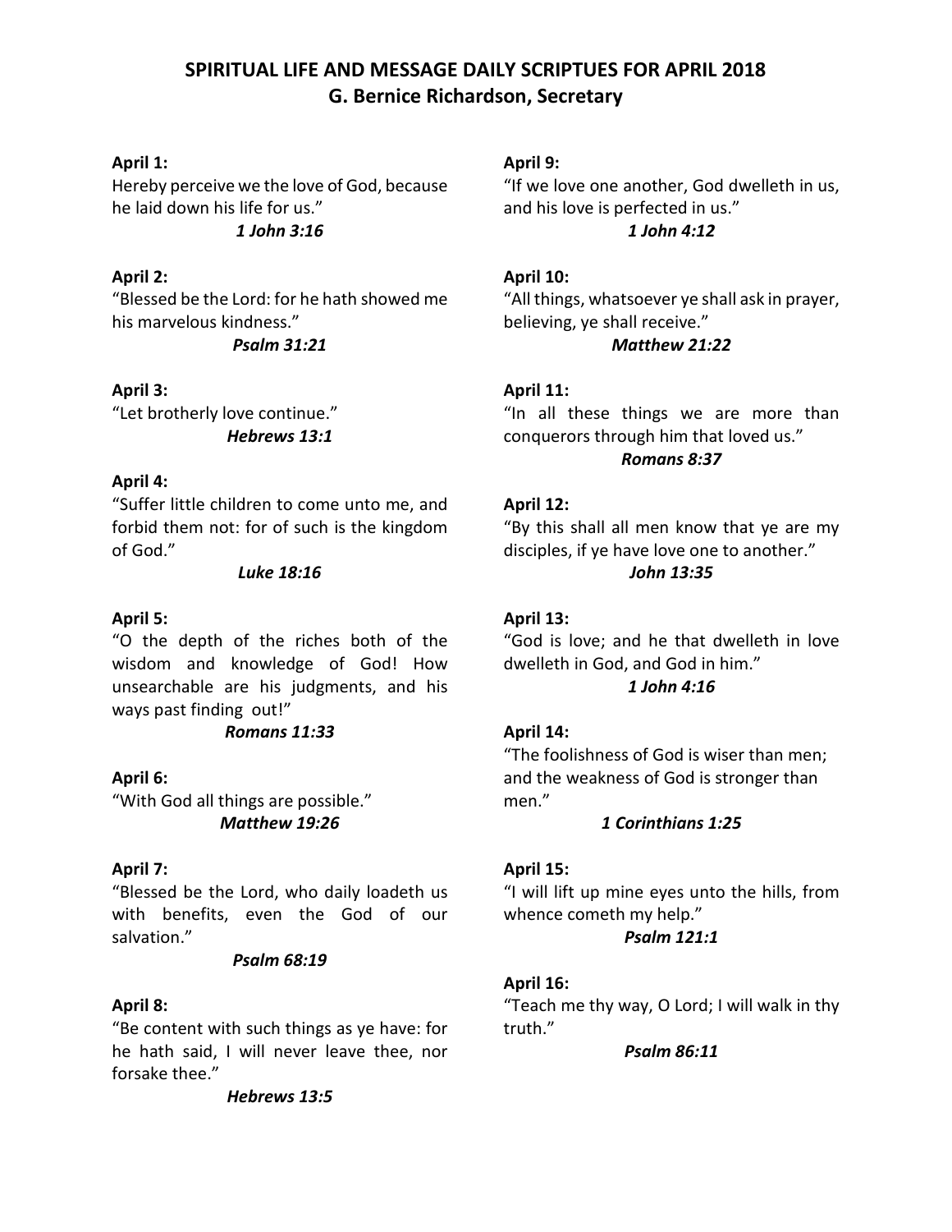# SPIRITUAL LIFE AND MESSAGE DAILY SCRIPTUES FOR APRIL 2018
## G. Bernice Richardson, Secretary

**April 1:**
Hereby perceive we the love of God, because he laid down his life for us."
***1 John 3:16***

**April 2:**
"Blessed be the Lord: for he hath showed me his marvelous kindness."
***Psalm 31:21***

**April 3:**
"Let brotherly love continue."
***Hebrews 13:1***

**April 4:**
"Suffer little children to come unto me, and forbid them not: for of such is the kingdom of God."
***Luke 18:16***

**April 5:**
"O the depth of the riches both of the wisdom and knowledge of God! How unsearchable are his judgments, and his ways past finding out!"
***Romans 11:33***

**April 6:**
"With God all things are possible."
***Matthew 19:26***

**April 7:**
"Blessed be the Lord, who daily loadeth us with benefits, even the God of our salvation."
***Psalm 68:19***

**April 8:**
"Be content with such things as ye have: for he hath said, I will never leave thee, nor forsake thee."
***Hebrews 13:5***

**April 9:**
"If we love one another, God dwelleth in us, and his love is perfected in us."
***1 John 4:12***

**April 10:**
"All things, whatsoever ye shall ask in prayer, believing, ye shall receive."
***Matthew 21:22***

**April 11:**
"In all these things we are more than conquerors through him that loved us."
***Romans 8:37***

**April 12:**
"By this shall all men know that ye are my disciples, if ye have love one to another."
***John 13:35***

**April 13:**
"God is love; and he that dwelleth in love dwelleth in God, and God in him."
***1 John 4:16***

**April 14:**
"The foolishness of God is wiser than men; and the weakness of God is stronger than men."
***1 Corinthians 1:25***

**April 15:**
"I will lift up mine eyes unto the hills, from whence cometh my help."
***Psalm 121:1***

**April 16:**
"Teach me thy way, O Lord; I will walk in thy truth."
***Psalm 86:11***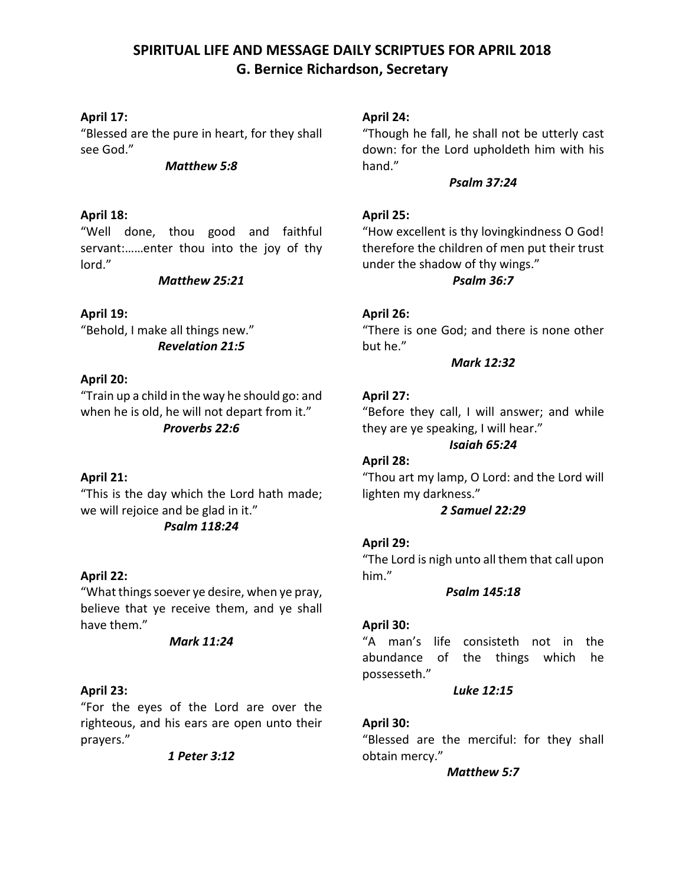# SPIRITUAL LIFE AND MESSAGE DAILY SCRIPTUES FOR APRIL 2018
## G. Bernice Richardson, Secretary

**April 17:**
"Blessed are the pure in heart, for they shall see God."
***Matthew 5:8***

**April 18:**
"Well done, thou good and faithful servant:……enter thou into the joy of thy lord."
***Matthew 25:21***

**April 19:**
"Behold, I make all things new."
***Revelation 21:5***

**April 20:**
"Train up a child in the way he should go: and when he is old, he will not depart from it."
***Proverbs 22:6***

**April 21:**
"This is the day which the Lord hath made; we will rejoice and be glad in it."
***Psalm 118:24***

**April 22:**
"What things soever ye desire, when ye pray, believe that ye receive them, and ye shall have them."
***Mark 11:24***

**April 23:**
"For the eyes of the Lord are over the righteous, and his ears are open unto their prayers."
***1 Peter 3:12***

**April 24:**
"Though he fall, he shall not be utterly cast down: for the Lord upholdeth him with his hand."
***Psalm 37:24***

**April 25:**
"How excellent is thy lovingkindness O God! therefore the children of men put their trust under the shadow of thy wings."
***Psalm 36:7***

**April 26:**
"There is one God; and there is none other but he."
***Mark 12:32***

**April 27:**
"Before they call, I will answer; and while they are ye speaking, I will hear."
***Isaiah 65:24***

**April 28:**
"Thou art my lamp, O Lord: and the Lord will lighten my darkness."
***2 Samuel 22:29***

**April 29:**
"The Lord is nigh unto all them that call upon him."
***Psalm 145:18***

**April 30:**
"A man's life consisteth not in the abundance of the things which he possesseth."
***Luke 12:15***

**April 30:**
"Blessed are the merciful: for they shall obtain mercy."
***Matthew 5:7***